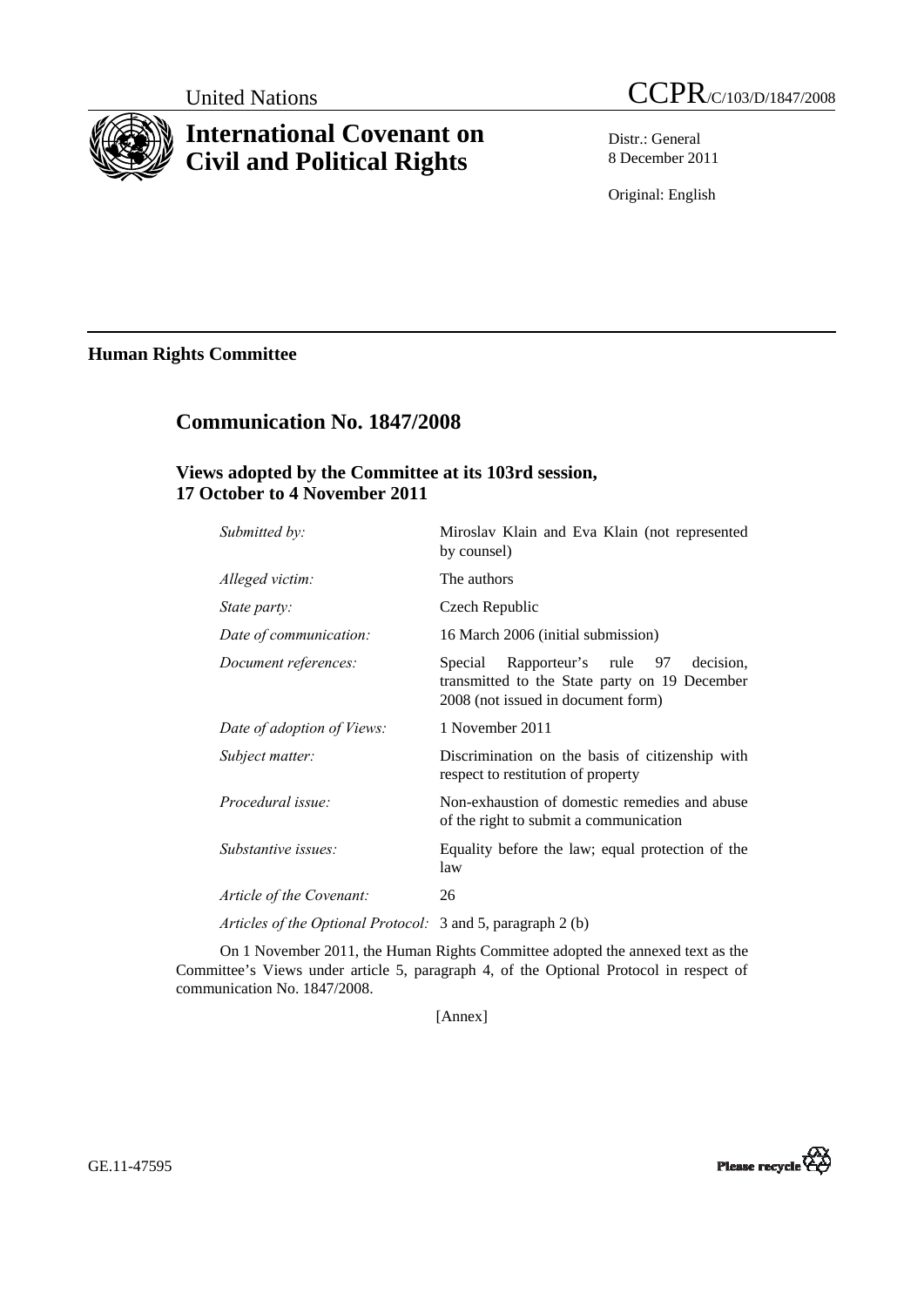United Nations

# CCPR/C/103/D/1847/2008

## International Covenant on Civil and Political Rights

Distr.: General
8 December 2011

Original: English

**Human Rights Committee**

## Communication No. 1847/2008

### Views adopted by the Committee at its 103rd session, 17 October to 4 November 2011

| | |
|---|---|
| *Submitted by:* | Miroslav Klain and Eva Klain (not represented by counsel) |
| *Alleged victim:* | The authors |
| *State party:* | Czech Republic |
| *Date of communication:* | 16 March 2006 (initial submission) |
| *Document references:* | Special Rapporteur's rule 97 decision, transmitted to the State party on 19 December 2008 (not issued in document form) |
| *Date of adoption of Views:* | 1 November 2011 |
| *Subject matter:* | Discrimination on the basis of citizenship with respect to restitution of property |
| *Procedural issue:* | Non-exhaustion of domestic remedies and abuse of the right to submit a communication |
| *Substantive issues:* | Equality before the law; equal protection of the law |
| *Article of the Covenant:* | 26 |
| *Articles of the Optional Protocol:* | 3 and 5, paragraph 2 (b) |

On 1 November 2011, the Human Rights Committee adopted the annexed text as the Committee's Views under article 5, paragraph 4, of the Optional Protocol in respect of communication No. 1847/2008.

[Annex]

GE.11-47595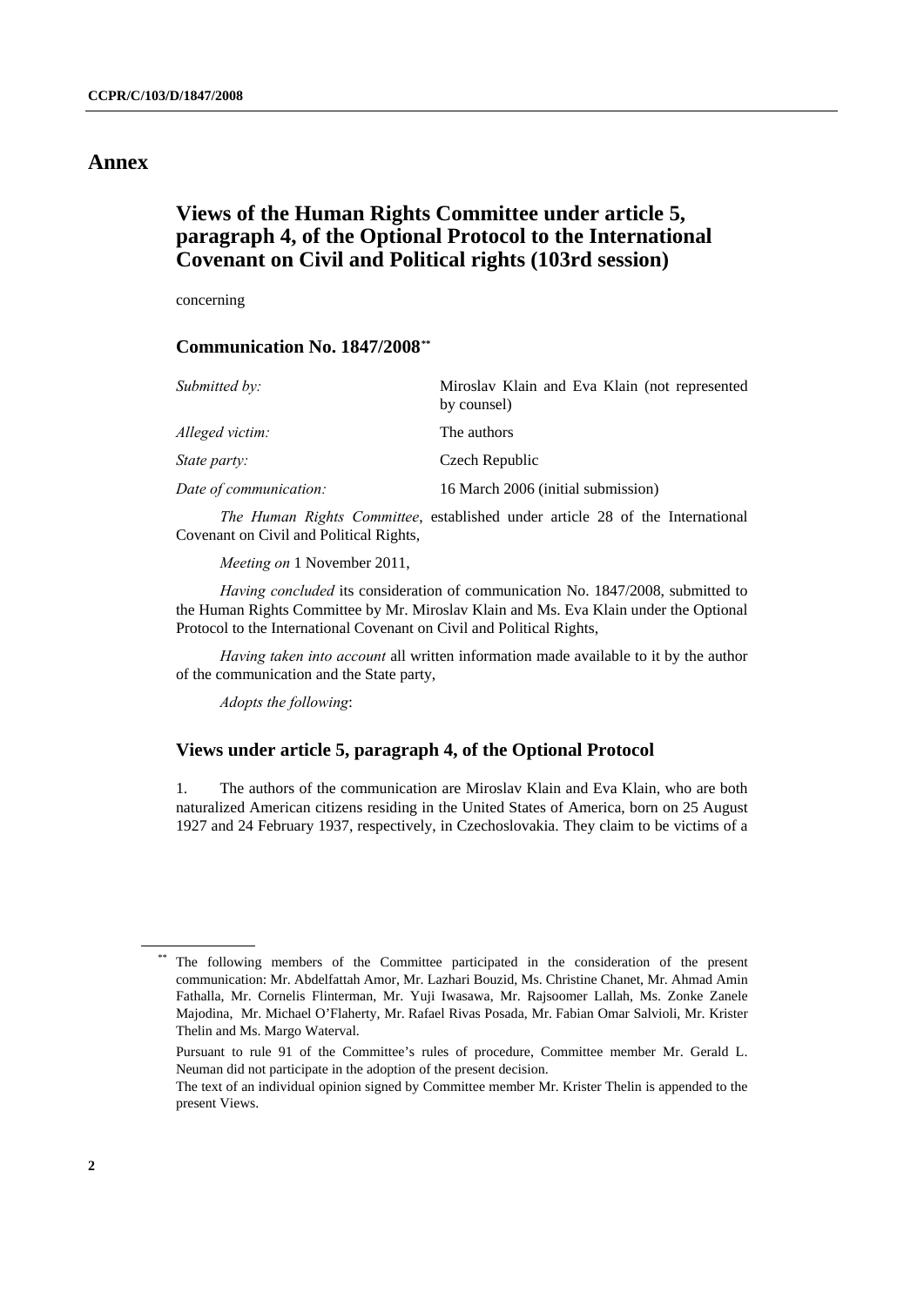# Annex

## Views of the Human Rights Committee under article 5, paragraph 4, of the Optional Protocol to the International Covenant on Civil and Political rights (103rd session)

concerning

### Communication No. 1847/2008[**]

| | |
|---|---|
| *Submitted by:* | Miroslav Klain and Eva Klain (not represented by counsel) |
| *Alleged victim:* | The authors |
| *State party:* | Czech Republic |
| *Date of communication:* | 16 March 2006 (initial submission) |

*The Human Rights Committee*, established under article 28 of the International Covenant on Civil and Political Rights,

*Meeting on* 1 November 2011,

*Having concluded* its consideration of communication No. 1847/2008, submitted to the Human Rights Committee by Mr. Miroslav Klain and Ms. Eva Klain under the Optional Protocol to the International Covenant on Civil and Political Rights,

*Having taken into account* all written information made available to it by the author of the communication and the State party,

*Adopts the following*:

### Views under article 5, paragraph 4, of the Optional Protocol

1. The authors of the communication are Miroslav Klain and Eva Klain, who are both naturalized American citizens residing in the United States of America, born on 25 August 1927 and 24 February 1937, respectively, in Czechoslovakia. They claim to be victims of a

---

[**] The following members of the Committee participated in the consideration of the present communication: Mr. Abdelfattah Amor, Mr. Lazhari Bouzid, Ms. Christine Chanet, Mr. Ahmad Amin Fathalla, Mr. Cornelis Flinterman, Mr. Yuji Iwasawa, Mr. Rajsoomer Lallah, Ms. Zonke Zanele Majodina, Mr. Michael O'Flaherty, Mr. Rafael Rivas Posada, Mr. Fabian Omar Salvioli, Mr. Krister Thelin and Ms. Margo Waterval.

Pursuant to rule 91 of the Committee's rules of procedure, Committee member Mr. Gerald L. Neuman did not participate in the adoption of the present decision.

The text of an individual opinion signed by Committee member Mr. Krister Thelin is appended to the present Views.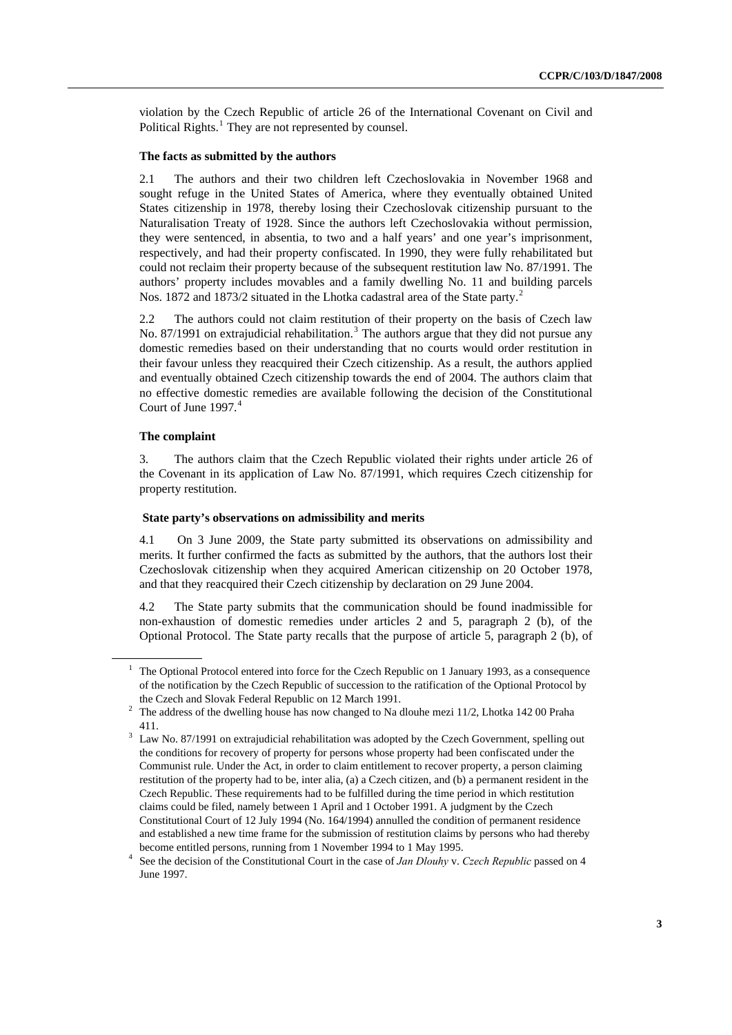violation by the Czech Republic of article 26 of the International Covenant on Civil and Political Rights.[1] They are not represented by counsel.

### The facts as submitted by the authors

2.1 The authors and their two children left Czechoslovakia in November 1968 and sought refuge in the United States of America, where they eventually obtained United States citizenship in 1978, thereby losing their Czechoslovak citizenship pursuant to the Naturalisation Treaty of 1928. Since the authors left Czechoslovakia without permission, they were sentenced, in absentia, to two and a half years' and one year's imprisonment, respectively, and had their property confiscated. In 1990, they were fully rehabilitated but could not reclaim their property because of the subsequent restitution law No. 87/1991. The authors' property includes movables and a family dwelling No. 11 and building parcels Nos. 1872 and 1873/2 situated in the Lhotka cadastral area of the State party.[2]

2.2 The authors could not claim restitution of their property on the basis of Czech law No. 87/1991 on extrajudicial rehabilitation.[3] The authors argue that they did not pursue any domestic remedies based on their understanding that no courts would order restitution in their favour unless they reacquired their Czech citizenship. As a result, the authors applied and eventually obtained Czech citizenship towards the end of 2004. The authors claim that no effective domestic remedies are available following the decision of the Constitutional Court of June 1997.[4]

### The complaint

3. The authors claim that the Czech Republic violated their rights under article 26 of the Covenant in its application of Law No. 87/1991, which requires Czech citizenship for property restitution.

### State party's observations on admissibility and merits

4.1 On 3 June 2009, the State party submitted its observations on admissibility and merits. It further confirmed the facts as submitted by the authors, that the authors lost their Czechoslovak citizenship when they acquired American citizenship on 20 October 1978, and that they reacquired their Czech citizenship by declaration on 29 June 2004.

4.2 The State party submits that the communication should be found inadmissible for non-exhaustion of domestic remedies under articles 2 and 5, paragraph 2 (b), of the Optional Protocol. The State party recalls that the purpose of article 5, paragraph 2 (b), of

---

[1] The Optional Protocol entered into force for the Czech Republic on 1 January 1993, as a consequence of the notification by the Czech Republic of succession to the ratification of the Optional Protocol by the Czech and Slovak Federal Republic on 12 March 1991.

[2] The address of the dwelling house has now changed to Na dlouhe mezi 11/2, Lhotka 142 00 Praha 411.

[3] Law No. 87/1991 on extrajudicial rehabilitation was adopted by the Czech Government, spelling out the conditions for recovery of property for persons whose property had been confiscated under the Communist rule. Under the Act, in order to claim entitlement to recover property, a person claiming restitution of the property had to be, inter alia, (a) a Czech citizen, and (b) a permanent resident in the Czech Republic. These requirements had to be fulfilled during the time period in which restitution claims could be filed, namely between 1 April and 1 October 1991. A judgment by the Czech Constitutional Court of 12 July 1994 (No. 164/1994) annulled the condition of permanent residence and established a new time frame for the submission of restitution claims by persons who had thereby become entitled persons, running from 1 November 1994 to 1 May 1995.

[4] See the decision of the Constitutional Court in the case of *Jan Dlouhy* v. *Czech Republic* passed on 4 June 1997.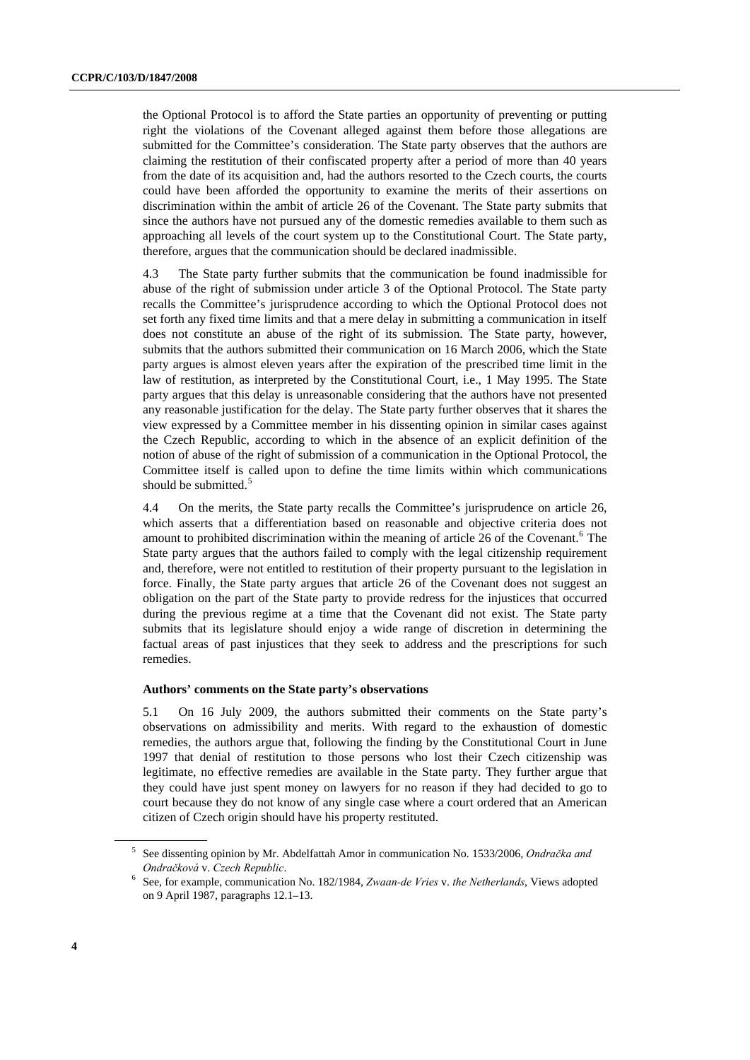the Optional Protocol is to afford the State parties an opportunity of preventing or putting right the violations of the Covenant alleged against them before those allegations are submitted for the Committee's consideration. The State party observes that the authors are claiming the restitution of their confiscated property after a period of more than 40 years from the date of its acquisition and, had the authors resorted to the Czech courts, the courts could have been afforded the opportunity to examine the merits of their assertions on discrimination within the ambit of article 26 of the Covenant. The State party submits that since the authors have not pursued any of the domestic remedies available to them such as approaching all levels of the court system up to the Constitutional Court. The State party, therefore, argues that the communication should be declared inadmissible.

4.3 The State party further submits that the communication be found inadmissible for abuse of the right of submission under article 3 of the Optional Protocol. The State party recalls the Committee's jurisprudence according to which the Optional Protocol does not set forth any fixed time limits and that a mere delay in submitting a communication in itself does not constitute an abuse of the right of its submission. The State party, however, submits that the authors submitted their communication on 16 March 2006, which the State party argues is almost eleven years after the expiration of the prescribed time limit in the law of restitution, as interpreted by the Constitutional Court, i.e., 1 May 1995. The State party argues that this delay is unreasonable considering that the authors have not presented any reasonable justification for the delay. The State party further observes that it shares the view expressed by a Committee member in his dissenting opinion in similar cases against the Czech Republic, according to which in the absence of an explicit definition of the notion of abuse of the right of submission of a communication in the Optional Protocol, the Committee itself is called upon to define the time limits within which communications should be submitted.[5]

4.4 On the merits, the State party recalls the Committee's jurisprudence on article 26, which asserts that a differentiation based on reasonable and objective criteria does not amount to prohibited discrimination within the meaning of article 26 of the Covenant.[6] The State party argues that the authors failed to comply with the legal citizenship requirement and, therefore, were not entitled to restitution of their property pursuant to the legislation in force. Finally, the State party argues that article 26 of the Covenant does not suggest an obligation on the part of the State party to provide redress for the injustices that occurred during the previous regime at a time that the Covenant did not exist. The State party submits that its legislature should enjoy a wide range of discretion in determining the factual areas of past injustices that they seek to address and the prescriptions for such remedies.

### Authors' comments on the State party's observations

5.1 On 16 July 2009, the authors submitted their comments on the State party's observations on admissibility and merits. With regard to the exhaustion of domestic remedies, the authors argue that, following the finding by the Constitutional Court in June 1997 that denial of restitution to those persons who lost their Czech citizenship was legitimate, no effective remedies are available in the State party. They further argue that they could have just spent money on lawyers for no reason if they had decided to go to court because they do not know of any single case where a court ordered that an American citizen of Czech origin should have his property restituted.

---

[5] See dissenting opinion by Mr. Abdelfattah Amor in communication No. 1533/2006, *Ondračka and Ondračková* v. *Czech Republic*.

[6] See, for example, communication No. 182/1984, *Zwaan-de Vries* v. *the Netherlands*, Views adopted on 9 April 1987, paragraphs 12.1–13.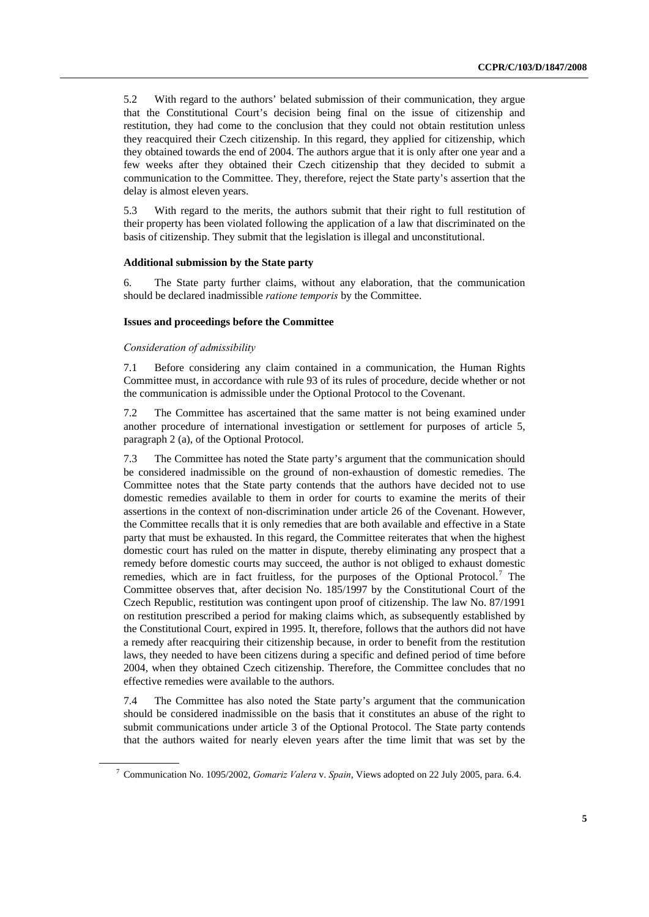5.2 With regard to the authors' belated submission of their communication, they argue that the Constitutional Court's decision being final on the issue of citizenship and restitution, they had come to the conclusion that they could not obtain restitution unless they reacquired their Czech citizenship. In this regard, they applied for citizenship, which they obtained towards the end of 2004. The authors argue that it is only after one year and a few weeks after they obtained their Czech citizenship that they decided to submit a communication to the Committee. They, therefore, reject the State party's assertion that the delay is almost eleven years.

5.3 With regard to the merits, the authors submit that their right to full restitution of their property has been violated following the application of a law that discriminated on the basis of citizenship. They submit that the legislation is illegal and unconstitutional.

### Additional submission by the State party

6. The State party further claims, without any elaboration, that the communication should be declared inadmissible *ratione temporis* by the Committee.

### Issues and proceedings before the Committee

*Consideration of admissibility*

7.1 Before considering any claim contained in a communication, the Human Rights Committee must, in accordance with rule 93 of its rules of procedure, decide whether or not the communication is admissible under the Optional Protocol to the Covenant.

7.2 The Committee has ascertained that the same matter is not being examined under another procedure of international investigation or settlement for purposes of article 5, paragraph 2 (a), of the Optional Protocol.

7.3 The Committee has noted the State party's argument that the communication should be considered inadmissible on the ground of non-exhaustion of domestic remedies. The Committee notes that the State party contends that the authors have decided not to use domestic remedies available to them in order for courts to examine the merits of their assertions in the context of non-discrimination under article 26 of the Covenant. However, the Committee recalls that it is only remedies that are both available and effective in a State party that must be exhausted. In this regard, the Committee reiterates that when the highest domestic court has ruled on the matter in dispute, thereby eliminating any prospect that a remedy before domestic courts may succeed, the author is not obliged to exhaust domestic remedies, which are in fact fruitless, for the purposes of the Optional Protocol.[7] The Committee observes that, after decision No. 185/1997 by the Constitutional Court of the Czech Republic, restitution was contingent upon proof of citizenship. The law No. 87/1991 on restitution prescribed a period for making claims which, as subsequently established by the Constitutional Court, expired in 1995. It, therefore, follows that the authors did not have a remedy after reacquiring their citizenship because, in order to benefit from the restitution laws, they needed to have been citizens during a specific and defined period of time before 2004, when they obtained Czech citizenship. Therefore, the Committee concludes that no effective remedies were available to the authors.

7.4 The Committee has also noted the State party's argument that the communication should be considered inadmissible on the basis that it constitutes an abuse of the right to submit communications under article 3 of the Optional Protocol. The State party contends that the authors waited for nearly eleven years after the time limit that was set by the

[7] Communication No. 1095/2002, *Gomariz Valera* v. *Spain*, Views adopted on 22 July 2005, para. 6.4.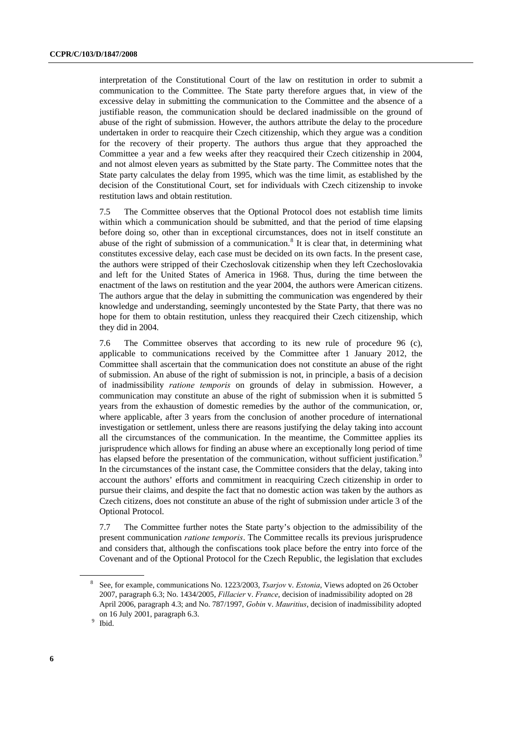interpretation of the Constitutional Court of the law on restitution in order to submit a communication to the Committee. The State party therefore argues that, in view of the excessive delay in submitting the communication to the Committee and the absence of a justifiable reason, the communication should be declared inadmissible on the ground of abuse of the right of submission. However, the authors attribute the delay to the procedure undertaken in order to reacquire their Czech citizenship, which they argue was a condition for the recovery of their property. The authors thus argue that they approached the Committee a year and a few weeks after they reacquired their Czech citizenship in 2004, and not almost eleven years as submitted by the State party. The Committee notes that the State party calculates the delay from 1995, which was the time limit, as established by the decision of the Constitutional Court, set for individuals with Czech citizenship to invoke restitution laws and obtain restitution.

7.5 The Committee observes that the Optional Protocol does not establish time limits within which a communication should be submitted, and that the period of time elapsing before doing so, other than in exceptional circumstances, does not in itself constitute an abuse of the right of submission of a communication.[8] It is clear that, in determining what constitutes excessive delay, each case must be decided on its own facts. In the present case, the authors were stripped of their Czechoslovak citizenship when they left Czechoslovakia and left for the United States of America in 1968. Thus, during the time between the enactment of the laws on restitution and the year 2004, the authors were American citizens. The authors argue that the delay in submitting the communication was engendered by their knowledge and understanding, seemingly uncontested by the State Party, that there was no hope for them to obtain restitution, unless they reacquired their Czech citizenship, which they did in 2004.

7.6 The Committee observes that according to its new rule of procedure 96 (c), applicable to communications received by the Committee after 1 January 2012, the Committee shall ascertain that the communication does not constitute an abuse of the right of submission. An abuse of the right of submission is not, in principle, a basis of a decision of inadmissibility *ratione temporis* on grounds of delay in submission. However, a communication may constitute an abuse of the right of submission when it is submitted 5 years from the exhaustion of domestic remedies by the author of the communication, or, where applicable, after 3 years from the conclusion of another procedure of international investigation or settlement, unless there are reasons justifying the delay taking into account all the circumstances of the communication. In the meantime, the Committee applies its jurisprudence which allows for finding an abuse where an exceptionally long period of time has elapsed before the presentation of the communication, without sufficient justification.[9] In the circumstances of the instant case, the Committee considers that the delay, taking into account the authors' efforts and commitment in reacquiring Czech citizenship in order to pursue their claims, and despite the fact that no domestic action was taken by the authors as Czech citizens, does not constitute an abuse of the right of submission under article 3 of the Optional Protocol.

7.7 The Committee further notes the State party's objection to the admissibility of the present communication *ratione temporis*. The Committee recalls its previous jurisprudence and considers that, although the confiscations took place before the entry into force of the Covenant and of the Optional Protocol for the Czech Republic, the legislation that excludes

---

[8] See, for example, communications No. 1223/2003, *Tsarjov* v. *Estonia*, Views adopted on 26 October 2007, paragraph 6.3; No. 1434/2005, *Fillacier* v. *France*, decision of inadmissibility adopted on 28 April 2006, paragraph 4.3; and No. 787/1997, *Gobin* v. *Mauritius*, decision of inadmissibility adopted on 16 July 2001, paragraph 6.3.

[9] Ibid.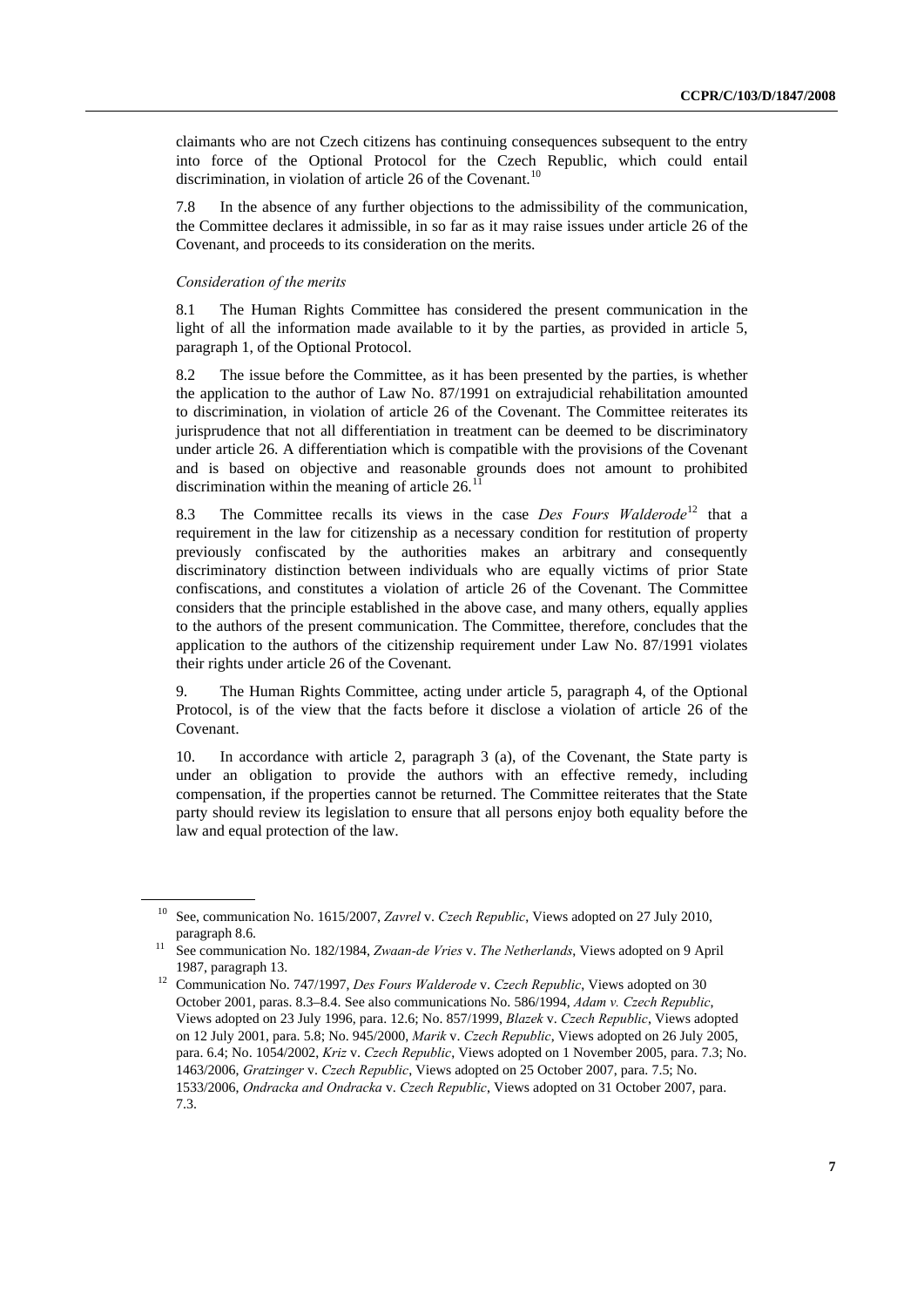claimants who are not Czech citizens has continuing consequences subsequent to the entry into force of the Optional Protocol for the Czech Republic, which could entail discrimination, in violation of article 26 of the Covenant.[10]

7.8 In the absence of any further objections to the admissibility of the communication, the Committee declares it admissible, in so far as it may raise issues under article 26 of the Covenant, and proceeds to its consideration on the merits.

*Consideration of the merits*

8.1 The Human Rights Committee has considered the present communication in the light of all the information made available to it by the parties, as provided in article 5, paragraph 1, of the Optional Protocol.

8.2 The issue before the Committee, as it has been presented by the parties, is whether the application to the author of Law No. 87/1991 on extrajudicial rehabilitation amounted to discrimination, in violation of article 26 of the Covenant. The Committee reiterates its jurisprudence that not all differentiation in treatment can be deemed to be discriminatory under article 26. A differentiation which is compatible with the provisions of the Covenant and is based on objective and reasonable grounds does not amount to prohibited discrimination within the meaning of article 26.[11]

8.3 The Committee recalls its views in the case *Des Fours Walderode*[12] that a requirement in the law for citizenship as a necessary condition for restitution of property previously confiscated by the authorities makes an arbitrary and consequently discriminatory distinction between individuals who are equally victims of prior State confiscations, and constitutes a violation of article 26 of the Covenant. The Committee considers that the principle established in the above case, and many others, equally applies to the authors of the present communication. The Committee, therefore, concludes that the application to the authors of the citizenship requirement under Law No. 87/1991 violates their rights under article 26 of the Covenant.

9. The Human Rights Committee, acting under article 5, paragraph 4, of the Optional Protocol, is of the view that the facts before it disclose a violation of article 26 of the Covenant.

10. In accordance with article 2, paragraph 3 (a), of the Covenant, the State party is under an obligation to provide the authors with an effective remedy, including compensation, if the properties cannot be returned. The Committee reiterates that the State party should review its legislation to ensure that all persons enjoy both equality before the law and equal protection of the law.

---

[10] See, communication No. 1615/2007, *Zavrel* v. *Czech Republic*, Views adopted on 27 July 2010, paragraph 8.6.

[11] See communication No. 182/1984, *Zwaan-de Vries* v. *The Netherlands*, Views adopted on 9 April 1987, paragraph 13.

[12] Communication No. 747/1997, *Des Fours Walderode* v. *Czech Republic*, Views adopted on 30 October 2001, paras. 8.3–8.4. See also communications No. 586/1994, *Adam v. Czech Republic*, Views adopted on 23 July 1996, para. 12.6; No. 857/1999, *Blazek* v. *Czech Republic*, Views adopted on 12 July 2001, para. 5.8; No. 945/2000, *Marik* v. *Czech Republic*, Views adopted on 26 July 2005, para. 6.4; No. 1054/2002, *Kriz* v. *Czech Republic*, Views adopted on 1 November 2005, para. 7.3; No. 1463/2006, *Gratzinger* v. *Czech Republic*, Views adopted on 25 October 2007, para. 7.5; No. 1533/2006, *Ondracka and Ondracka* v. *Czech Republic*, Views adopted on 31 October 2007, para. 7.3.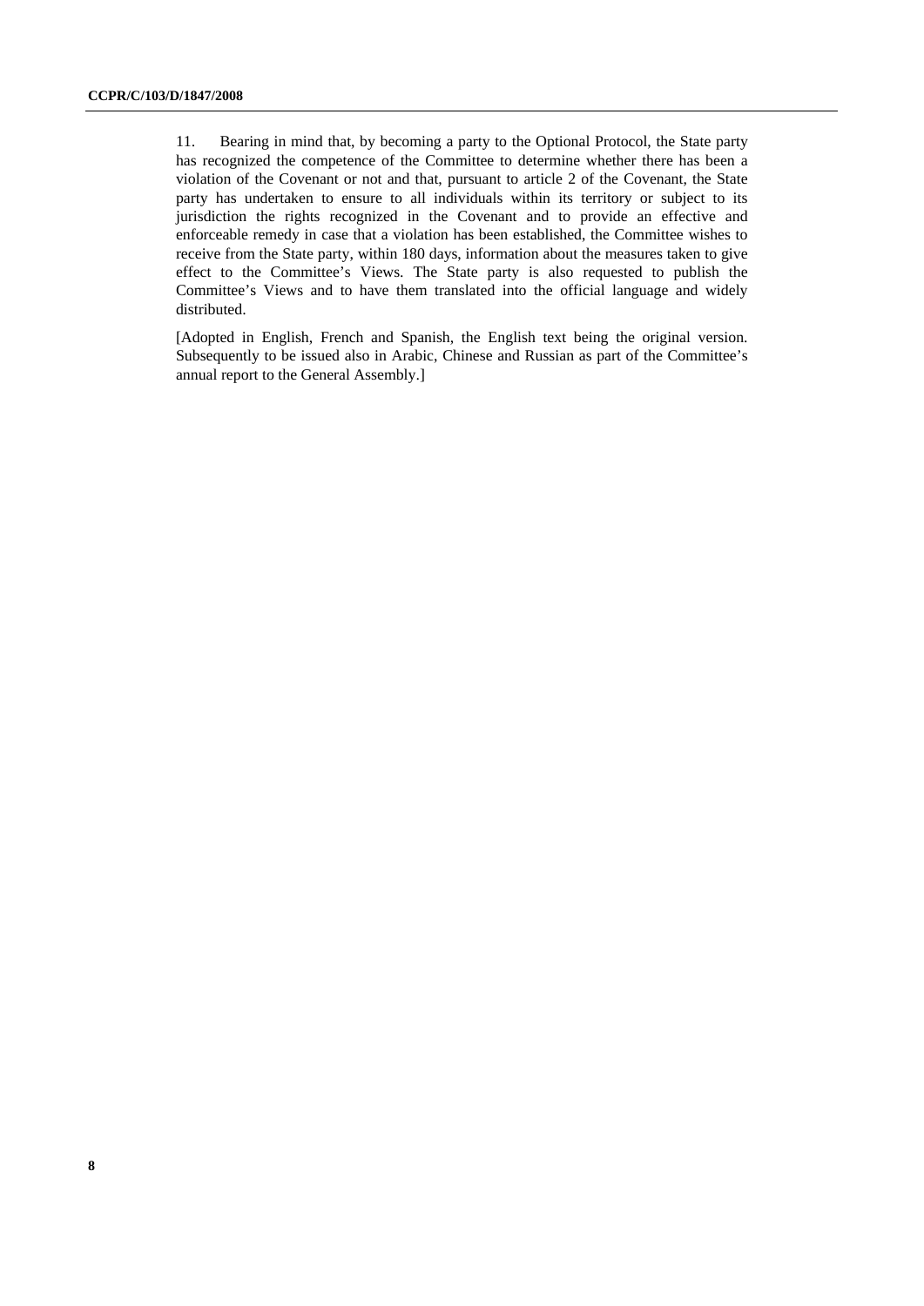11. Bearing in mind that, by becoming a party to the Optional Protocol, the State party has recognized the competence of the Committee to determine whether there has been a violation of the Covenant or not and that, pursuant to article 2 of the Covenant, the State party has undertaken to ensure to all individuals within its territory or subject to its jurisdiction the rights recognized in the Covenant and to provide an effective and enforceable remedy in case that a violation has been established, the Committee wishes to receive from the State party, within 180 days, information about the measures taken to give effect to the Committee's Views. The State party is also requested to publish the Committee's Views and to have them translated into the official language and widely distributed.

[Adopted in English, French and Spanish, the English text being the original version. Subsequently to be issued also in Arabic, Chinese and Russian as part of the Committee's annual report to the General Assembly.]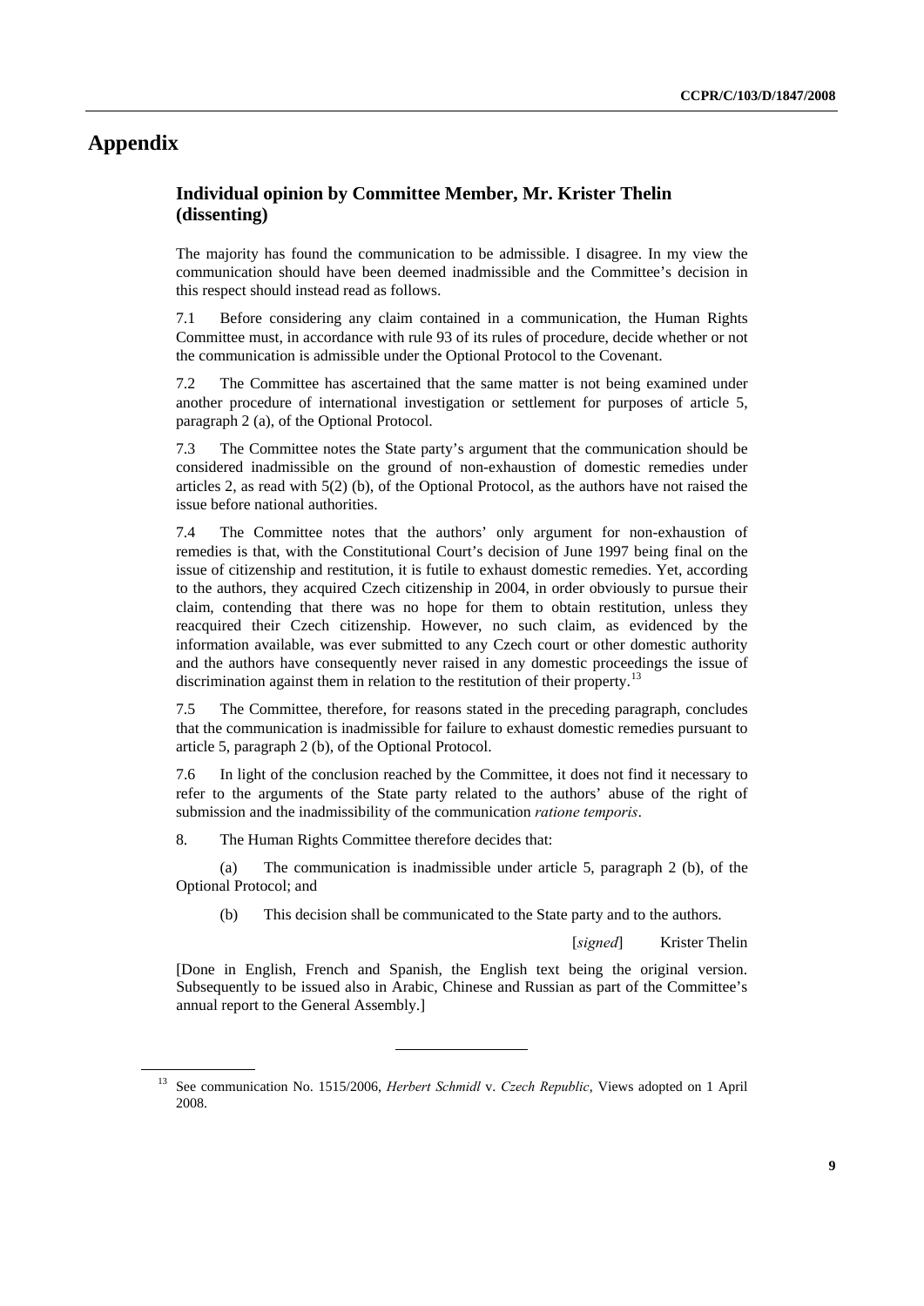# Appendix

## Individual opinion by Committee Member, Mr. Krister Thelin (dissenting)

The majority has found the communication to be admissible. I disagree. In my view the communication should have been deemed inadmissible and the Committee's decision in this respect should instead read as follows.

7.1 Before considering any claim contained in a communication, the Human Rights Committee must, in accordance with rule 93 of its rules of procedure, decide whether or not the communication is admissible under the Optional Protocol to the Covenant.

7.2 The Committee has ascertained that the same matter is not being examined under another procedure of international investigation or settlement for purposes of article 5, paragraph 2 (a), of the Optional Protocol.

7.3 The Committee notes the State party's argument that the communication should be considered inadmissible on the ground of non-exhaustion of domestic remedies under articles 2, as read with 5(2) (b), of the Optional Protocol, as the authors have not raised the issue before national authorities.

7.4 The Committee notes that the authors' only argument for non-exhaustion of remedies is that, with the Constitutional Court's decision of June 1997 being final on the issue of citizenship and restitution, it is futile to exhaust domestic remedies. Yet, according to the authors, they acquired Czech citizenship in 2004, in order obviously to pursue their claim, contending that there was no hope for them to obtain restitution, unless they reacquired their Czech citizenship. However, no such claim, as evidenced by the information available, was ever submitted to any Czech court or other domestic authority and the authors have consequently never raised in any domestic proceedings the issue of discrimination against them in relation to the restitution of their property.[13]

7.5 The Committee, therefore, for reasons stated in the preceding paragraph, concludes that the communication is inadmissible for failure to exhaust domestic remedies pursuant to article 5, paragraph 2 (b), of the Optional Protocol.

7.6 In light of the conclusion reached by the Committee, it does not find it necessary to refer to the arguments of the State party related to the authors' abuse of the right of submission and the inadmissibility of the communication *ratione temporis*.

8. The Human Rights Committee therefore decides that:

(a) The communication is inadmissible under article 5, paragraph 2 (b), of the Optional Protocol; and

(b) This decision shall be communicated to the State party and to the authors.

[*signed*] Krister Thelin

[Done in English, French and Spanish, the English text being the original version. Subsequently to be issued also in Arabic, Chinese and Russian as part of the Committee's annual report to the General Assembly.]

---

[13] See communication No. 1515/2006, *Herbert Schmidl* v. *Czech Republic*, Views adopted on 1 April 2008.